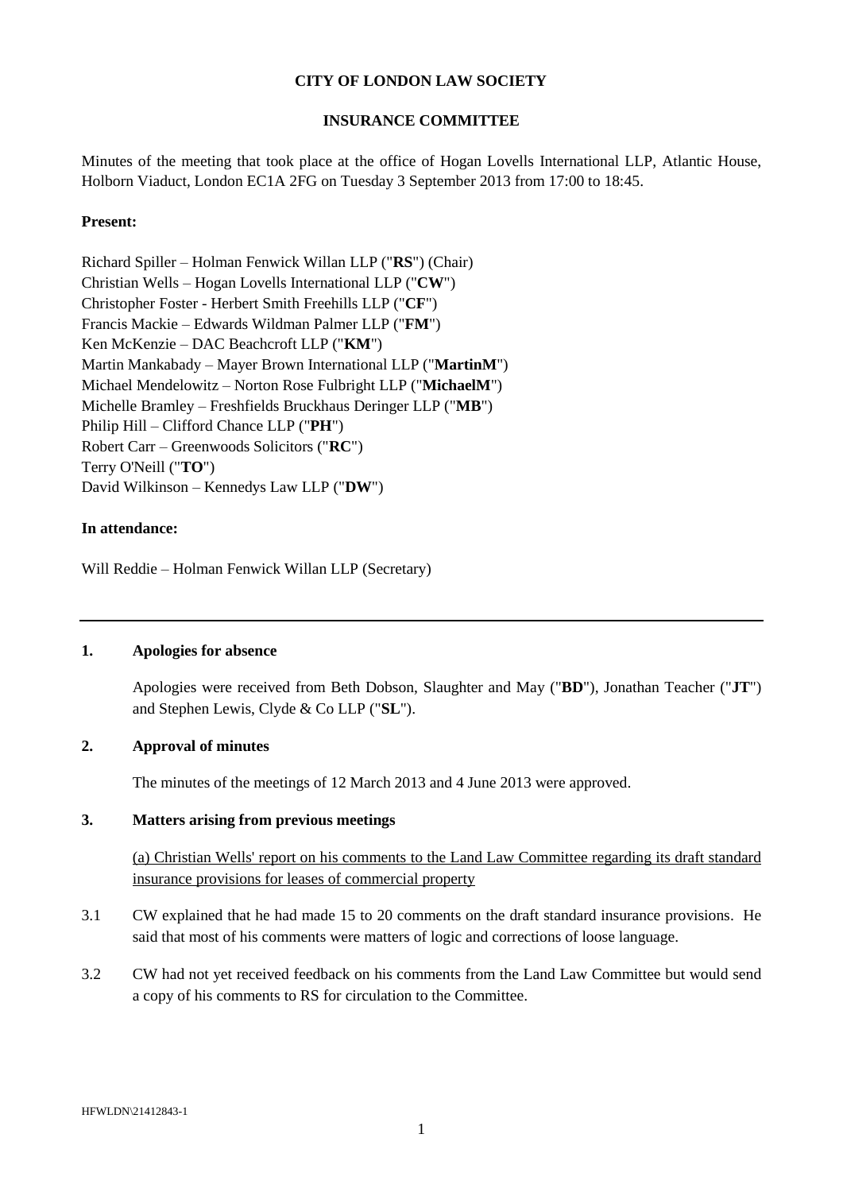**CITY OF LONDON LAW SOCIETY**

**INSURANCE COMMITTEE**

Minutes of the meeting that took place at the office of Hogan Lovells International LLP, Atlantic House, Holborn Viaduct, London EC1A 2FG on Tuesday 3 September 2013 from 17:00 to 18:45.

**Present:**

Richard Spiller – Holman Fenwick Willan LLP ("**RS**") (Chair)
Christian Wells – Hogan Lovells International LLP ("**CW**")
Christopher Foster - Herbert Smith Freehills LLP ("**CF**")
Francis Mackie – Edwards Wildman Palmer LLP ("**FM**")
Ken McKenzie – DAC Beachcroft LLP ("**KM**")
Martin Mankabady – Mayer Brown International LLP ("**MartinM**")
Michael Mendelowitz – Norton Rose Fulbright LLP ("**MichaelM**")
Michelle Bramley – Freshfields Bruckhaus Deringer LLP ("**MB**")
Philip Hill – Clifford Chance LLP ("**PH**")
Robert Carr – Greenwoods Solicitors ("**RC**")
Terry O'Neill ("**TO**")
David Wilkinson – Kennedys Law LLP ("**DW**")

**In attendance:**

Will Reddie – Holman Fenwick Willan LLP (Secretary)

---

**1. Apologies for absence**

Apologies were received from Beth Dobson, Slaughter and May ("**BD**"), Jonathan Teacher ("**JT**") and Stephen Lewis, Clyde & Co LLP ("**SL**").

**2. Approval of minutes**

The minutes of the meetings of 12 March 2013 and 4 June 2013 were approved.

**3. Matters arising from previous meetings**

(a) Christian Wells' report on his comments to the Land Law Committee regarding its draft standard insurance provisions for leases of commercial property

3.1 CW explained that he had made 15 to 20 comments on the draft standard insurance provisions. He said that most of his comments were matters of logic and corrections of loose language.

3.2 CW had not yet received feedback on his comments from the Land Law Committee but would send a copy of his comments to RS for circulation to the Committee.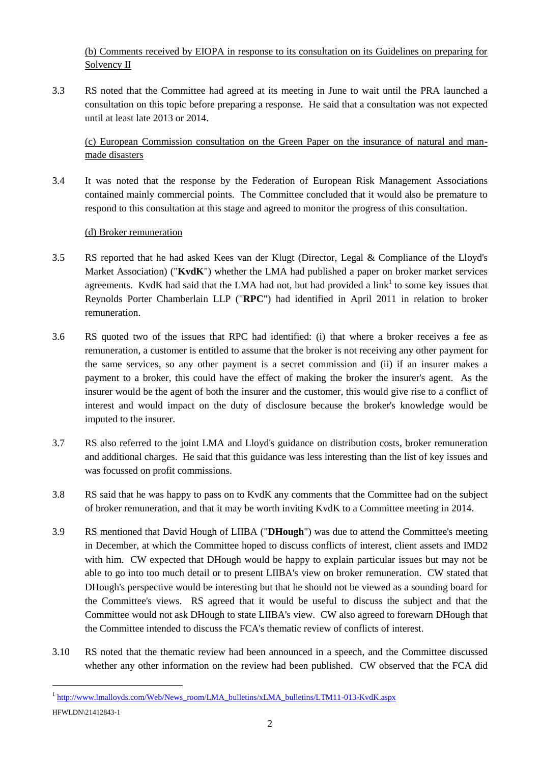(b) Comments received by EIOPA in response to its consultation on its Guidelines on preparing for Solvency II

3.3 RS noted that the Committee had agreed at its meeting in June to wait until the PRA launched a consultation on this topic before preparing a response. He said that a consultation was not expected until at least late 2013 or 2014.

(c) European Commission consultation on the Green Paper on the insurance of natural and man-made disasters

3.4 It was noted that the response by the Federation of European Risk Management Associations contained mainly commercial points. The Committee concluded that it would also be premature to respond to this consultation at this stage and agreed to monitor the progress of this consultation.

(d) Broker remuneration

3.5 RS reported that he had asked Kees van der Klugt (Director, Legal & Compliance of the Lloyd's Market Association) ("**KvdK**") whether the LMA had published a paper on broker market services agreements. KvdK had said that the LMA had not, but had provided a link[1] to some key issues that Reynolds Porter Chamberlain LLP ("**RPC**") had identified in April 2011 in relation to broker remuneration.

3.6 RS quoted two of the issues that RPC had identified: (i) that where a broker receives a fee as remuneration, a customer is entitled to assume that the broker is not receiving any other payment for the same services, so any other payment is a secret commission and (ii) if an insurer makes a payment to a broker, this could have the effect of making the broker the insurer's agent. As the insurer would be the agent of both the insurer and the customer, this would give rise to a conflict of interest and would impact on the duty of disclosure because the broker's knowledge would be imputed to the insurer.

3.7 RS also referred to the joint LMA and Lloyd's guidance on distribution costs, broker remuneration and additional charges. He said that this guidance was less interesting than the list of key issues and was focussed on profit commissions.

3.8 RS said that he was happy to pass on to KvdK any comments that the Committee had on the subject of broker remuneration, and that it may be worth inviting KvdK to a Committee meeting in 2014.

3.9 RS mentioned that David Hough of LIIBA ("**DHough**") was due to attend the Committee's meeting in December, at which the Committee hoped to discuss conflicts of interest, client assets and IMD2 with him. CW expected that DHough would be happy to explain particular issues but may not be able to go into too much detail or to present LIIBA's view on broker remuneration. CW stated that DHough's perspective would be interesting but that he should not be viewed as a sounding board for the Committee's views. RS agreed that it would be useful to discuss the subject and that the Committee would not ask DHough to state LIIBA's view. CW also agreed to forewarn DHough that the Committee intended to discuss the FCA's thematic review of conflicts of interest.

3.10 RS noted that the thematic review had been announced in a speech, and the Committee discussed whether any other information on the review had been published. CW observed that the FCA did

[1] http://www.lmalloyds.com/Web/News_room/LMA_bulletins/xLMA_bulletins/LTM11-013-KvdK.aspx

HFWLDN\21412843-1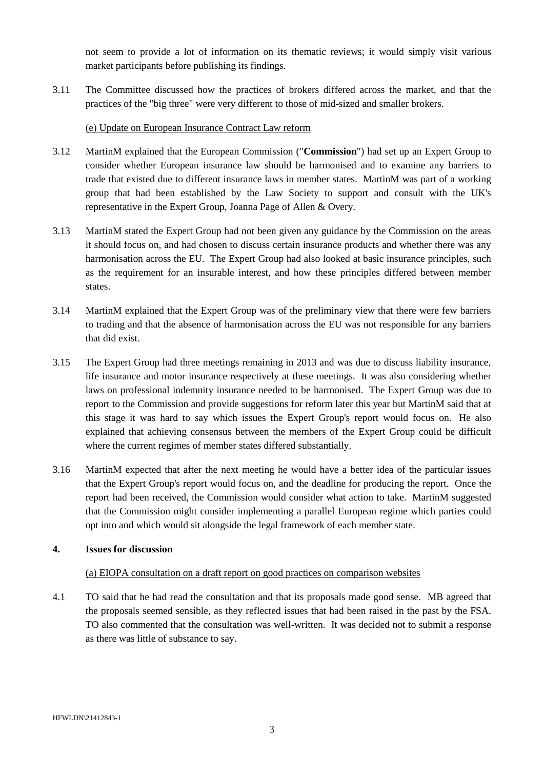not seem to provide a lot of information on its thematic reviews; it would simply visit various market participants before publishing its findings.

3.11 The Committee discussed how the practices of brokers differed across the market, and that the practices of the "big three" were very different to those of mid-sized and smaller brokers.

(e) Update on European Insurance Contract Law reform

3.12 MartinM explained that the European Commission ("**Commission**") had set up an Expert Group to consider whether European insurance law should be harmonised and to examine any barriers to trade that existed due to different insurance laws in member states. MartinM was part of a working group that had been established by the Law Society to support and consult with the UK's representative in the Expert Group, Joanna Page of Allen & Overy.

3.13 MartinM stated the Expert Group had not been given any guidance by the Commission on the areas it should focus on, and had chosen to discuss certain insurance products and whether there was any harmonisation across the EU. The Expert Group had also looked at basic insurance principles, such as the requirement for an insurable interest, and how these principles differed between member states.

3.14 MartinM explained that the Expert Group was of the preliminary view that there were few barriers to trading and that the absence of harmonisation across the EU was not responsible for any barriers that did exist.

3.15 The Expert Group had three meetings remaining in 2013 and was due to discuss liability insurance, life insurance and motor insurance respectively at these meetings. It was also considering whether laws on professional indemnity insurance needed to be harmonised. The Expert Group was due to report to the Commission and provide suggestions for reform later this year but MartinM said that at this stage it was hard to say which issues the Expert Group's report would focus on. He also explained that achieving consensus between the members of the Expert Group could be difficult where the current regimes of member states differed substantially.

3.16 MartinM expected that after the next meeting he would have a better idea of the particular issues that the Expert Group's report would focus on, and the deadline for producing the report. Once the report had been received, the Commission would consider what action to take. MartinM suggested that the Commission might consider implementing a parallel European regime which parties could opt into and which would sit alongside the legal framework of each member state.

**4. Issues for discussion**

(a) EIOPA consultation on a draft report on good practices on comparison websites

4.1 TO said that he had read the consultation and that its proposals made good sense. MB agreed that the proposals seemed sensible, as they reflected issues that had been raised in the past by the FSA. TO also commented that the consultation was well-written. It was decided not to submit a response as there was little of substance to say.

HFWLDN\21412843-1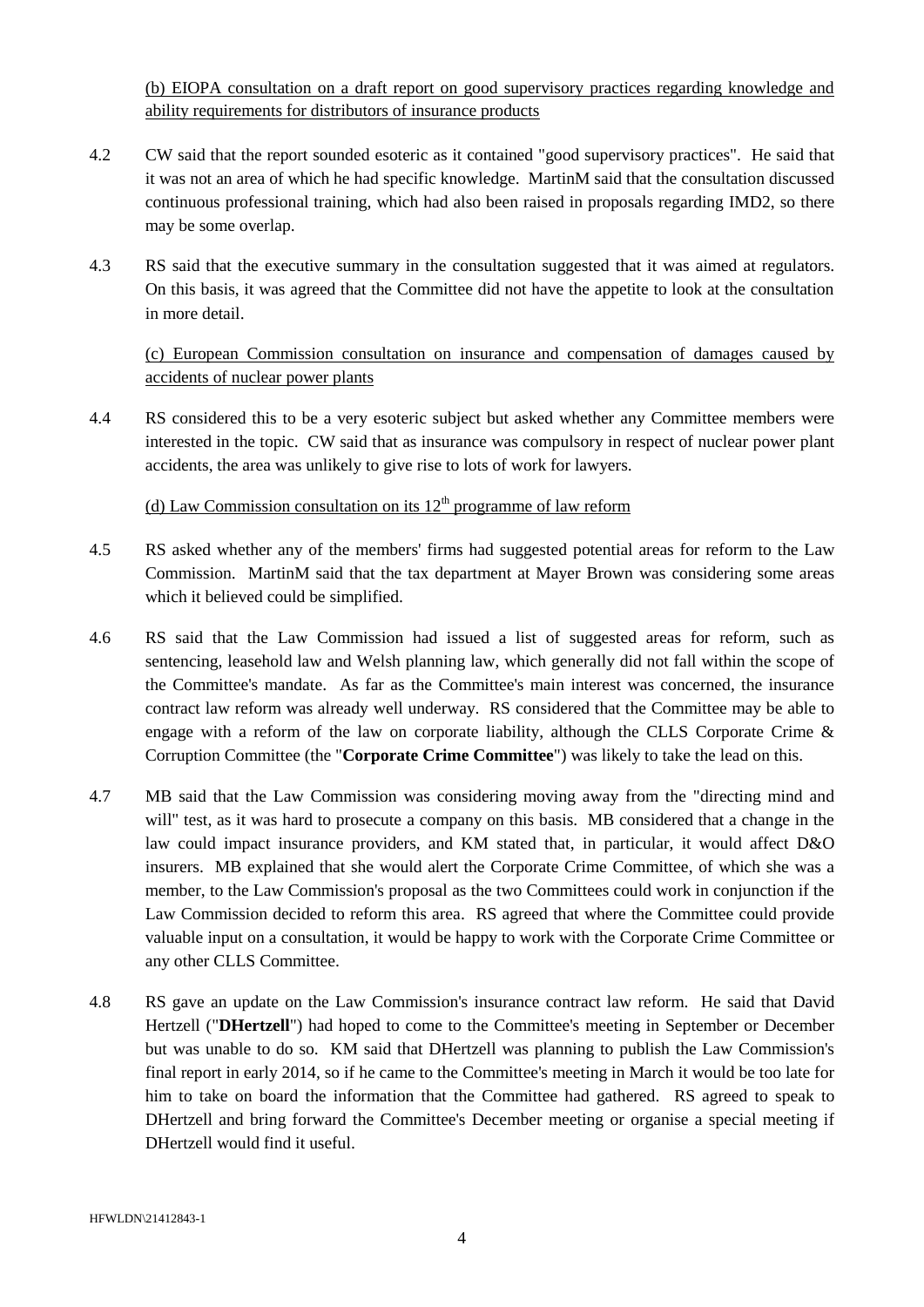(b) EIOPA consultation on a draft report on good supervisory practices regarding knowledge and ability requirements for distributors of insurance products

4.2 CW said that the report sounded esoteric as it contained "good supervisory practices". He said that it was not an area of which he had specific knowledge. MartinM said that the consultation discussed continuous professional training, which had also been raised in proposals regarding IMD2, so there may be some overlap.

4.3 RS said that the executive summary in the consultation suggested that it was aimed at regulators. On this basis, it was agreed that the Committee did not have the appetite to look at the consultation in more detail.

(c) European Commission consultation on insurance and compensation of damages caused by accidents of nuclear power plants

4.4 RS considered this to be a very esoteric subject but asked whether any Committee members were interested in the topic. CW said that as insurance was compulsory in respect of nuclear power plant accidents, the area was unlikely to give rise to lots of work for lawyers.

(d) Law Commission consultation on its 12th programme of law reform

4.5 RS asked whether any of the members' firms had suggested potential areas for reform to the Law Commission. MartinM said that the tax department at Mayer Brown was considering some areas which it believed could be simplified.

4.6 RS said that the Law Commission had issued a list of suggested areas for reform, such as sentencing, leasehold law and Welsh planning law, which generally did not fall within the scope of the Committee's mandate. As far as the Committee's main interest was concerned, the insurance contract law reform was already well underway. RS considered that the Committee may be able to engage with a reform of the law on corporate liability, although the CLLS Corporate Crime & Corruption Committee (the "**Corporate Crime Committee**") was likely to take the lead on this.

4.7 MB said that the Law Commission was considering moving away from the "directing mind and will" test, as it was hard to prosecute a company on this basis. MB considered that a change in the law could impact insurance providers, and KM stated that, in particular, it would affect D&O insurers. MB explained that she would alert the Corporate Crime Committee, of which she was a member, to the Law Commission's proposal as the two Committees could work in conjunction if the Law Commission decided to reform this area. RS agreed that where the Committee could provide valuable input on a consultation, it would be happy to work with the Corporate Crime Committee or any other CLLS Committee.

4.8 RS gave an update on the Law Commission's insurance contract law reform. He said that David Hertzell ("**DHertzell**") had hoped to come to the Committee's meeting in September or December but was unable to do so. KM said that DHertzell was planning to publish the Law Commission's final report in early 2014, so if he came to the Committee's meeting in March it would be too late for him to take on board the information that the Committee had gathered. RS agreed to speak to DHertzell and bring forward the Committee's December meeting or organise a special meeting if DHertzell would find it useful.

HFWLDN\21412843-1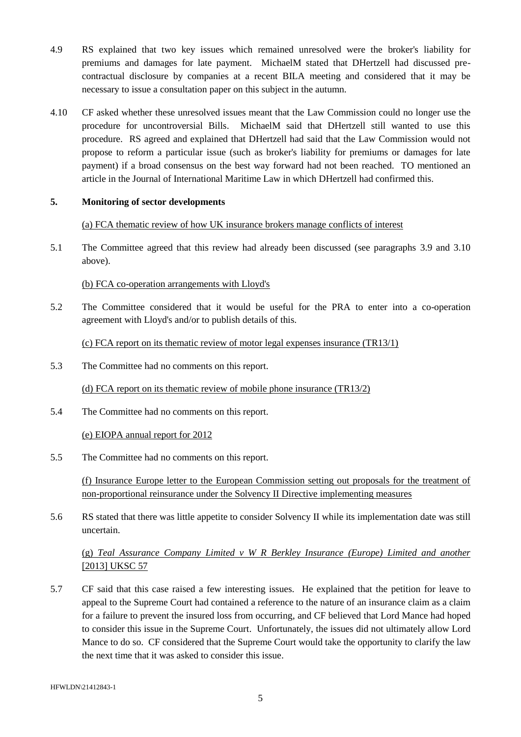4.9 RS explained that two key issues which remained unresolved were the broker's liability for premiums and damages for late payment. MichaelM stated that DHertzell had discussed pre-contractual disclosure by companies at a recent BILA meeting and considered that it may be necessary to issue a consultation paper on this subject in the autumn.

4.10 CF asked whether these unresolved issues meant that the Law Commission could no longer use the procedure for uncontroversial Bills. MichaelM said that DHertzell still wanted to use this procedure. RS agreed and explained that DHertzell had said that the Law Commission would not propose to reform a particular issue (such as broker's liability for premiums or damages for late payment) if a broad consensus on the best way forward had not been reached. TO mentioned an article in the Journal of International Maritime Law in which DHertzell had confirmed this.

## 5. Monitoring of sector developments

(a) FCA thematic review of how UK insurance brokers manage conflicts of interest

5.1 The Committee agreed that this review had already been discussed (see paragraphs 3.9 and 3.10 above).

(b) FCA co-operation arrangements with Lloyd's

5.2 The Committee considered that it would be useful for the PRA to enter into a co-operation agreement with Lloyd's and/or to publish details of this.

(c) FCA report on its thematic review of motor legal expenses insurance (TR13/1)

5.3 The Committee had no comments on this report.

(d) FCA report on its thematic review of mobile phone insurance (TR13/2)

5.4 The Committee had no comments on this report.

(e) EIOPA annual report for 2012

5.5 The Committee had no comments on this report.

(f) Insurance Europe letter to the European Commission setting out proposals for the treatment of non-proportional reinsurance under the Solvency II Directive implementing measures

5.6 RS stated that there was little appetite to consider Solvency II while its implementation date was still uncertain.

(g) *Teal Assurance Company Limited v W R Berkley Insurance (Europe) Limited and another* [2013] UKSC 57

5.7 CF said that this case raised a few interesting issues. He explained that the petition for leave to appeal to the Supreme Court had contained a reference to the nature of an insurance claim as a claim for a failure to prevent the insured loss from occurring, and CF believed that Lord Mance had hoped to consider this issue in the Supreme Court. Unfortunately, the issues did not ultimately allow Lord Mance to do so. CF considered that the Supreme Court would take the opportunity to clarify the law the next time that it was asked to consider this issue.

HFWLDN\21412843-1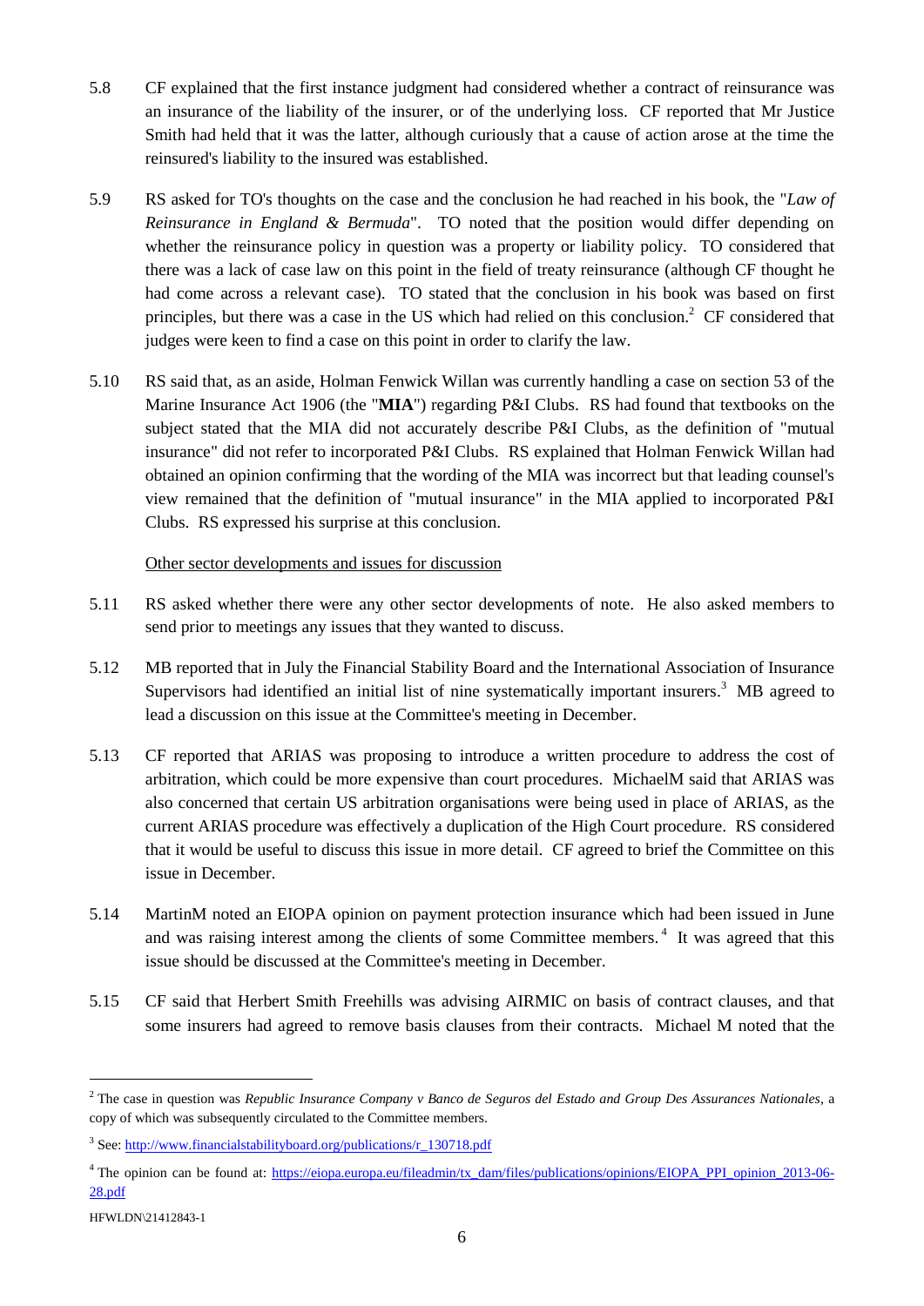5.8 CF explained that the first instance judgment had considered whether a contract of reinsurance was an insurance of the liability of the insurer, or of the underlying loss. CF reported that Mr Justice Smith had held that it was the latter, although curiously that a cause of action arose at the time the reinsured's liability to the insured was established.

5.9 RS asked for TO's thoughts on the case and the conclusion he had reached in his book, the "*Law of Reinsurance in England & Bermuda*". TO noted that the position would differ depending on whether the reinsurance policy in question was a property or liability policy. TO considered that there was a lack of case law on this point in the field of treaty reinsurance (although CF thought he had come across a relevant case). TO stated that the conclusion in his book was based on first principles, but there was a case in the US which had relied on this conclusion.[2] CF considered that judges were keen to find a case on this point in order to clarify the law.

5.10 RS said that, as an aside, Holman Fenwick Willan was currently handling a case on section 53 of the Marine Insurance Act 1906 (the "**MIA**") regarding P&I Clubs. RS had found that textbooks on the subject stated that the MIA did not accurately describe P&I Clubs, as the definition of "mutual insurance" did not refer to incorporated P&I Clubs. RS explained that Holman Fenwick Willan had obtained an opinion confirming that the wording of the MIA was incorrect but that leading counsel's view remained that the definition of "mutual insurance" in the MIA applied to incorporated P&I Clubs. RS expressed his surprise at this conclusion.

Other sector developments and issues for discussion

5.11 RS asked whether there were any other sector developments of note. He also asked members to send prior to meetings any issues that they wanted to discuss.

5.12 MB reported that in July the Financial Stability Board and the International Association of Insurance Supervisors had identified an initial list of nine systematically important insurers.[3] MB agreed to lead a discussion on this issue at the Committee's meeting in December.

5.13 CF reported that ARIAS was proposing to introduce a written procedure to address the cost of arbitration, which could be more expensive than court procedures. MichaelM said that ARIAS was also concerned that certain US arbitration organisations were being used in place of ARIAS, as the current ARIAS procedure was effectively a duplication of the High Court procedure. RS considered that it would be useful to discuss this issue in more detail. CF agreed to brief the Committee on this issue in December.

5.14 MartinM noted an EIOPA opinion on payment protection insurance which had been issued in June and was raising interest among the clients of some Committee members.[4] It was agreed that this issue should be discussed at the Committee's meeting in December.

5.15 CF said that Herbert Smith Freehills was advising AIRMIC on basis of contract clauses, and that some insurers had agreed to remove basis clauses from their contracts. Michael M noted that the

---

[2] The case in question was *Republic Insurance Company v Banco de Seguros del Estado and Group Des Assurances Nationales*, a copy of which was subsequently circulated to the Committee members.

[3] See: http://www.financialstabilityboard.org/publications/r_130718.pdf

[4] The opinion can be found at: https://eiopa.europa.eu/fileadmin/tx_dam/files/publications/opinions/EIOPA_PPI_opinion_2013-06-28.pdf

HFWLDN\21412843-1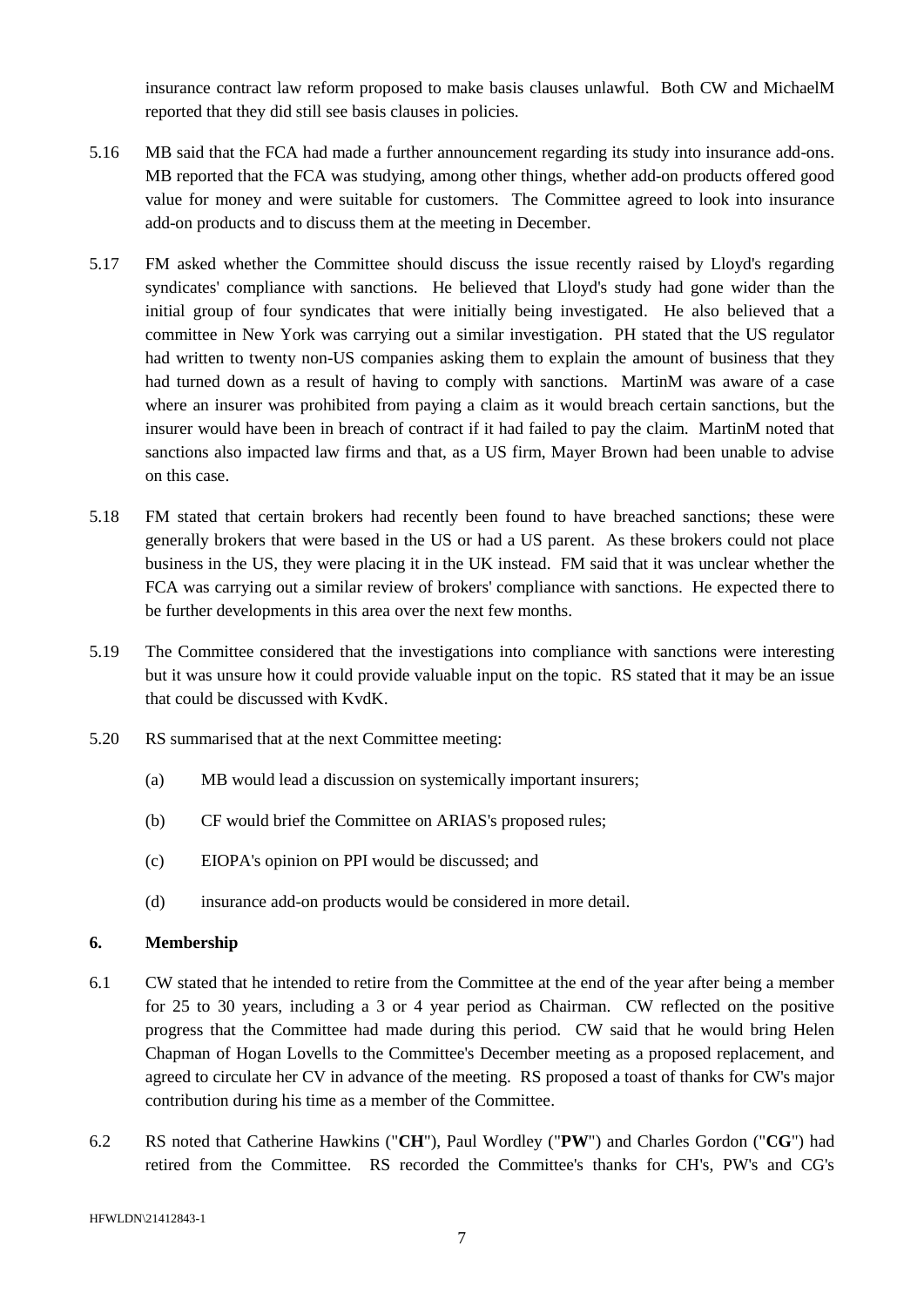insurance contract law reform proposed to make basis clauses unlawful. Both CW and MichaelM reported that they did still see basis clauses in policies.

5.16 MB said that the FCA had made a further announcement regarding its study into insurance add-ons. MB reported that the FCA was studying, among other things, whether add-on products offered good value for money and were suitable for customers. The Committee agreed to look into insurance add-on products and to discuss them at the meeting in December.

5.17 FM asked whether the Committee should discuss the issue recently raised by Lloyd's regarding syndicates' compliance with sanctions. He believed that Lloyd's study had gone wider than the initial group of four syndicates that were initially being investigated. He also believed that a committee in New York was carrying out a similar investigation. PH stated that the US regulator had written to twenty non-US companies asking them to explain the amount of business that they had turned down as a result of having to comply with sanctions. MartinM was aware of a case where an insurer was prohibited from paying a claim as it would breach certain sanctions, but the insurer would have been in breach of contract if it had failed to pay the claim. MartinM noted that sanctions also impacted law firms and that, as a US firm, Mayer Brown had been unable to advise on this case.

5.18 FM stated that certain brokers had recently been found to have breached sanctions; these were generally brokers that were based in the US or had a US parent. As these brokers could not place business in the US, they were placing it in the UK instead. FM said that it was unclear whether the FCA was carrying out a similar review of brokers' compliance with sanctions. He expected there to be further developments in this area over the next few months.

5.19 The Committee considered that the investigations into compliance with sanctions were interesting but it was unsure how it could provide valuable input on the topic. RS stated that it may be an issue that could be discussed with KvdK.

5.20 RS summarised that at the next Committee meeting:

(a) MB would lead a discussion on systemically important insurers;

(b) CF would brief the Committee on ARIAS's proposed rules;

(c) EIOPA's opinion on PPI would be discussed; and

(d) insurance add-on products would be considered in more detail.

## 6. Membership

6.1 CW stated that he intended to retire from the Committee at the end of the year after being a member for 25 to 30 years, including a 3 or 4 year period as Chairman. CW reflected on the positive progress that the Committee had made during this period. CW said that he would bring Helen Chapman of Hogan Lovells to the Committee's December meeting as a proposed replacement, and agreed to circulate her CV in advance of the meeting. RS proposed a toast of thanks for CW's major contribution during his time as a member of the Committee.

6.2 RS noted that Catherine Hawkins ("**CH**"), Paul Wordley ("**PW**") and Charles Gordon ("**CG**") had retired from the Committee. RS recorded the Committee's thanks for CH's, PW's and CG's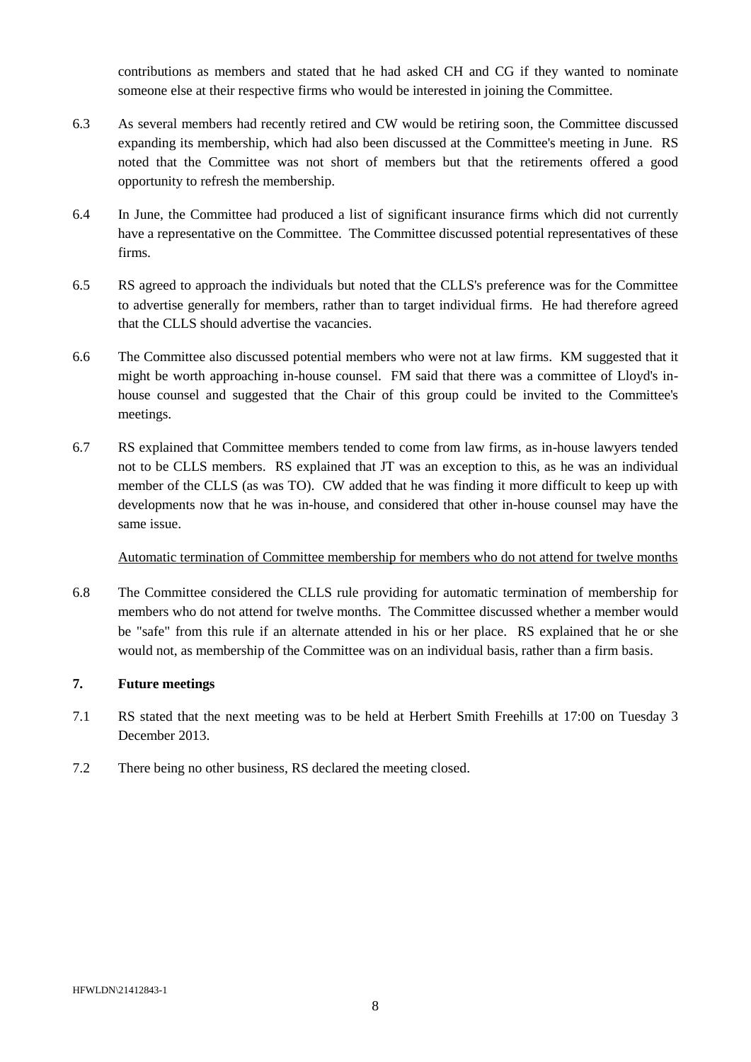contributions as members and stated that he had asked CH and CG if they wanted to nominate someone else at their respective firms who would be interested in joining the Committee.

6.3 As several members had recently retired and CW would be retiring soon, the Committee discussed expanding its membership, which had also been discussed at the Committee's meeting in June. RS noted that the Committee was not short of members but that the retirements offered a good opportunity to refresh the membership.

6.4 In June, the Committee had produced a list of significant insurance firms which did not currently have a representative on the Committee. The Committee discussed potential representatives of these firms.

6.5 RS agreed to approach the individuals but noted that the CLLS's preference was for the Committee to advertise generally for members, rather than to target individual firms. He had therefore agreed that the CLLS should advertise the vacancies.

6.6 The Committee also discussed potential members who were not at law firms. KM suggested that it might be worth approaching in-house counsel. FM said that there was a committee of Lloyd's in-house counsel and suggested that the Chair of this group could be invited to the Committee's meetings.

6.7 RS explained that Committee members tended to come from law firms, as in-house lawyers tended not to be CLLS members. RS explained that JT was an exception to this, as he was an individual member of the CLLS (as was TO). CW added that he was finding it more difficult to keep up with developments now that he was in-house, and considered that other in-house counsel may have the same issue.

<u>Automatic termination of Committee membership for members who do not attend for twelve months</u>

6.8 The Committee considered the CLLS rule providing for automatic termination of membership for members who do not attend for twelve months. The Committee discussed whether a member would be "safe" from this rule if an alternate attended in his or her place. RS explained that he or she would not, as membership of the Committee was on an individual basis, rather than a firm basis.

## 7. Future meetings

7.1 RS stated that the next meeting was to be held at Herbert Smith Freehills at 17:00 on Tuesday 3 December 2013.

7.2 There being no other business, RS declared the meeting closed.

HFWLDN\21412843-1